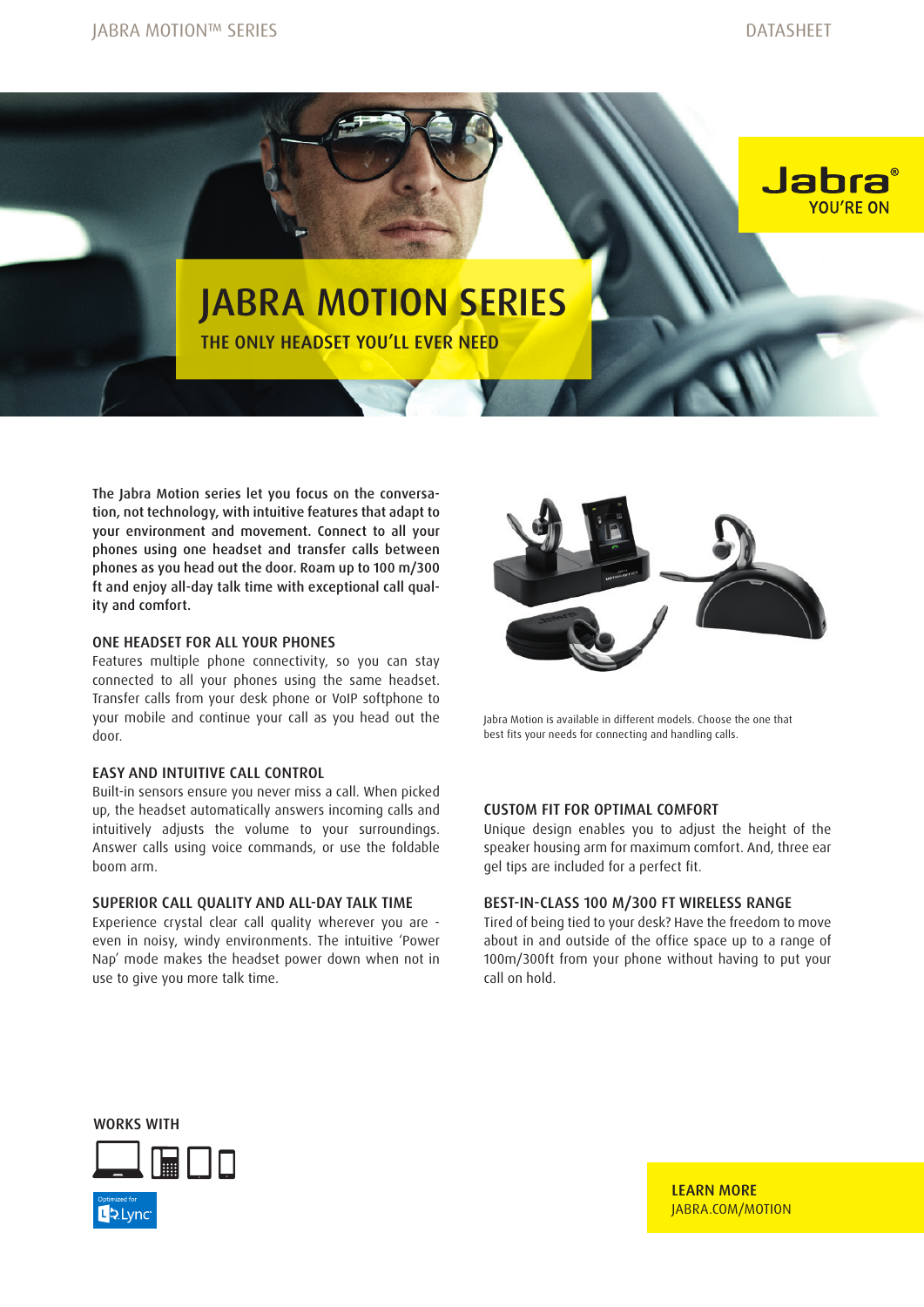# JABRA MOTION SERIES

## THE ONLY HEADSET YOU'LL EVER NEED

Jabra YOU'RE ON

The Jabra Motion series let you focus on the conversation, not technology, with intuitive features that adapt to your environment and movement. Connect to all your phones using one headset and transfer calls between phones as you head out the door. Roam up to 100 m/300 ft and enjoy all-day talk time with exceptional call quality and comfort.

### ONE HEADSET FOR ALL YOUR PHONES

Features multiple phone connectivity, so you can stay connected to all your phones using the same headset. Transfer calls from your desk phone or VoIP softphone to your mobile and continue your call as you head out the door.

### EASY AND INTUITIVE CALL CONTROL

Built-in sensors ensure you never miss a call. When picked up, the headset automatically answers incoming calls and intuitively adjusts the volume to your surroundings. Answer calls using voice commands, or use the foldable boom arm.

### SUPERIOR CALL QUALITY AND ALL-DAY TALK TIME

Experience crystal clear call quality wherever you are - even in noisy, windy environments. The intuitive 'Power Nap' mode makes the headset power down when not in use to give you more talk time.

Jabra Motion is available in different models. Choose the one that best fits your needs for connecting and handling calls.

### CUSTOM FIT FOR OPTIMAL COMFORT

Unique design enables you to adjust the height of the speaker housing arm for maximum comfort. And, three ear gel tips are included for a perfect fit.

### BEST-IN-CLASS 100 M/300 FT WIRELESS RANGE

Tired of being tied to your desk? Have the freedom to move about in and outside of the office space up to a range of 100m/300ft from your phone without having to put your call on hold.

### WORKS WITH

Optimized for Lync

**LEARN MORE**
JABRA.COM/MOTION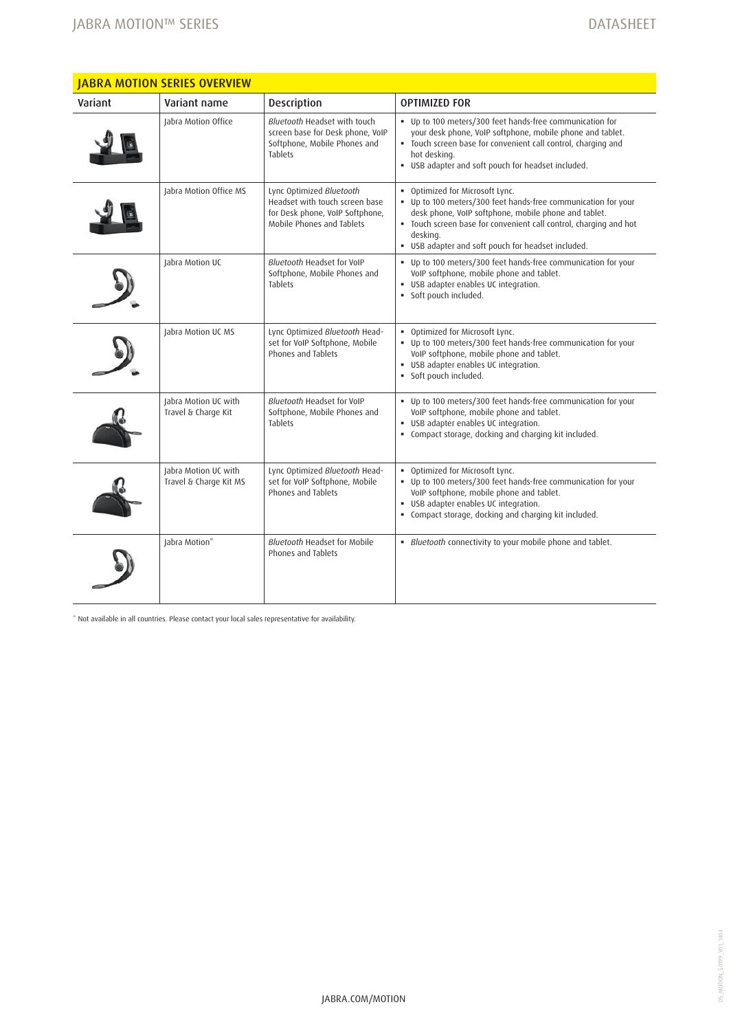## JABRA MOTION SERIES OVERVIEW

| Variant | Variant name | Description | OPTIMIZED FOR |
|---|---|---|---|
| | Jabra Motion Office | *Bluetooth* Headset with touch screen base for Desk phone, VoIP Softphone, Mobile Phones and Tablets | • Up to 100 meters/300 feet hands-free communication for your desk phone, VoIP softphone, mobile phone and tablet.<br>• Touch screen base for convenient call control, charging and hot desking.<br>• USB adapter and soft pouch for headset included. |
| | Jabra Motion Office MS | Lync Optimized *Bluetooth* Headset with touch screen base for Desk phone, VoIP Softphone, Mobile Phones and Tablets | • Optimized for Microsoft Lync.<br>• Up to 100 meters/300 feet hands-free communication for your desk phone, VoIP softphone, mobile phone and tablet.<br>• Touch screen base for convenient call control, charging and hot desking.<br>• USB adapter and soft pouch for headset included. |
| | Jabra Motion UC | *Bluetooth* Headset for VoIP Softphone, Mobile Phones and Tablets | • Up to 100 meters/300 feet hands-free communication for your VoIP softphone, mobile phone and tablet.<br>• USB adapter enables UC integration.<br>• Soft pouch included. |
| | Jabra Motion UC MS | Lync Optimized *Bluetooth* Headset for VoIP Softphone, Mobile Phones and Tablets | • Optimized for Microsoft Lync.<br>• Up to 100 meters/300 feet hands-free communication for your VoIP softphone, mobile phone and tablet.<br>• USB adapter enables UC integration.<br>• Soft pouch included. |
| | Jabra Motion UC with Travel & Charge Kit | *Bluetooth* Headset for VoIP Softphone, Mobile Phones and Tablets | • Up to 100 meters/300 feet hands-free communication for your VoIP softphone, mobile phone and tablet.<br>• USB adapter enables UC integration.<br>• Compact storage, docking and charging kit included. |
| | Jabra Motion UC with Travel & Charge Kit MS | Lync Optimized *Bluetooth* Headset for VoIP Softphone, Mobile Phones and Tablets | • Optimized for Microsoft Lync.<br>• Up to 100 meters/300 feet hands-free communication for your VoIP softphone, mobile phone and tablet.<br>• USB adapter enables UC integration.<br>• Compact storage, docking and charging kit included. |
| | Jabra Motion* | *Bluetooth* Headset for Mobile Phones and Tablets | • *Bluetooth* connectivity to your mobile phone and tablet. |

\* Not available in all countries. Please contact your local sales representative for availability.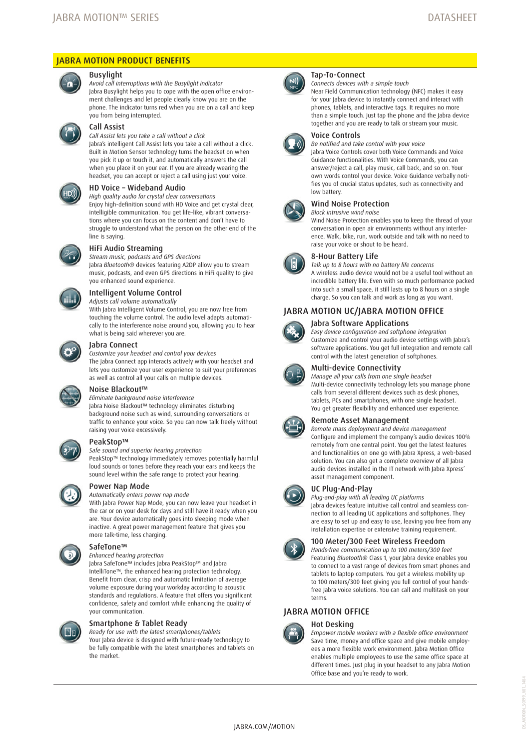## JABRA MOTION PRODUCT BENEFITS

### Busylight
*Avoid call interruptions with the Busylight indicator*
Jabra Busylight helps you to cope with the open office environment challenges and let people clearly know you are on the phone. The indicator turns red when you are on a call and keep you from being interrupted.

### Call Assist
*Call Assist lets you take a call without a click*
Jabra's intelligent Call Assist lets you take a call without a click. Built in Motion Sensor technology turns the headset on when you pick it up or touch it, and automatically answers the call when you place it on your ear. If you are already wearing the headset, you can accept or reject a call using just your voice.

### HD Voice – Wideband Audio
*High quality audio for crystal clear conversations*
Enjoy high-definition sound with HD Voice and get crystal clear, intelligible communication. You get life-like, vibrant conversations where you can focus on the content and don't have to struggle to understand what the person on the other end of the line is saying.

### HiFi Audio Streaming
*Stream music, podcasts and GPS directions*
Jabra *Bluetooth®* devices featuring A2DP allow you to stream music, podcasts, and even GPS directions in HiFi quality to give you enhanced sound experience.

### Intelligent Volume Control
*Adjusts call volume automatically*
With Jabra Intelligent Volume Control, you are now free from touching the volume control. The audio level adapts automatically to the interference noise around you, allowing you to hear what is being said wherever you are.

### Jabra Connect
*Customize your headset and control your devices*
The Jabra Connect app interacts actively with your headset and lets you customize your user experience to suit your preferences as well as control all your calls on multiple devices.

### Noise Blackout™
*Eliminate background noise interference*
Jabra Noise Blackout™ technology eliminates disturbing background noise such as wind, surrounding conversations or traffic to enhance your voice. So you can now talk freely without raising your voice excessively.

### PeakStop™
*Safe sound and superior hearing protection*
PeakStop™ technology immediately removes potentially harmful loud sounds or tones before they reach your ears and keeps the sound level within the safe range to protect your hearing.

### Power Nap Mode
*Automatically enters power nap mode*
With Jabra Power Nap Mode, you can now leave your headset in the car or on your desk for days and still have it ready when you are. Your device automatically goes into sleeping mode when inactive. A great power management feature that gives you more talk-time, less charging.

### SafeTone™
*Enhanced hearing protection*
Jabra SafeTone™ includes Jabra PeakStop™ and Jabra IntelliTone™, the enhanced hearing protection technology. Benefit from clear, crisp and automatic limitation of average volume exposure during your workday according to acoustic standards and regulations. A feature that offers you significant confidence, safety and comfort while enhancing the quality of your communication.

### Smartphone & Tablet Ready
*Ready for use with the latest smartphones/tablets*
Your Jabra device is designed with future-ready technology to be fully compatible with the latest smartphones and tablets on the market.

### Tap-To-Connect
*Connects devices with a simple touch*
Near Field Communication technology (NFC) makes it easy for your Jabra device to instantly connect and interact with phones, tablets, and interactive tags. It requires no more than a simple touch. Just tap the phone and the Jabra device together and you are ready to talk or stream your music.

### Voice Controls
*Be notified and take control with your voice*
Jabra Voice Controls cover both Voice Commands and Voice Guidance functionalities. With Voice Commands, you can answer/reject a call, play music, call back, and so on. Your own words control your device. Voice Guidance verbally notifies you of crucial status updates, such as connectivity and low battery.

### Wind Noise Protection
*Block intrusive wind noise*
Wind Noise Protection enables you to keep the thread of your conversation in open air environments without any interference. Walk, bike, run, work outside and talk with no need to raise your voice or shout to be heard.

### 8-Hour Battery Life
*Talk up to 8 hours with no battery life concerns*
A wireless audio device would not be a useful tool without an incredible battery life. Even with so much performance packed into such a small space, it still lasts up to 8 hours on a single charge. So you can talk and work as long as you want.

## JABRA MOTION UC/JABRA MOTION OFFICE

### Jabra Software Applications
*Easy device configuration and softphone integration*
Customize and control your audio device settings with Jabra's software applications. You get full integration and remote call control with the latest generation of softphones.

### Multi-device Connectivity
*Manage all your calls from one single headset*
Multi-device connectivity technology lets you manage phone calls from several different devices such as desk phones, tablets, PCs and smartphones, with one single headset. You get greater flexibility and enhanced user experience.

### Remote Asset Management
*Remote mass deployment and device management*
Configure and implement the company's audio devices 100% remotely from one central point. You get the latest features and functionalities on one go with Jabra Xpress, a web-based solution. You can also get a complete overview of all Jabra audio devices installed in the IT network with Jabra Xpress' asset management component.

### UC Plug-And-Play
*Plug-and-play with all leading UC platforms*
Jabra devices feature intuitive call control and seamless connection to all leading UC applications and softphones. They are easy to set up and easy to use, leaving you free from any installation expertise or extensive training requirement.

### 100 Meter/300 Feet Wireless Freedom
*Hands-free communication up to 100 meters/300 feet*
Featuring *Bluetooth®* Class 1, your Jabra device enables you to connect to a vast range of devices from smart phones and tablets to laptop computers. You get a wireless mobility up to 100 meters/300 feet giving you full control of your hands-free Jabra voice solutions. You can call and multitask on your terms.

## JABRA MOTION OFFICE

### Hot Desking
*Empower mobile workers with a flexible office environment*
Save time, money and office space and give mobile employees a more flexible work environment. Jabra Motion Office enables multiple employees to use the same office space at different times. Just plug in your headset to any Jabra Motion Office base and you're ready to work.

JABRA.COM/MOTION